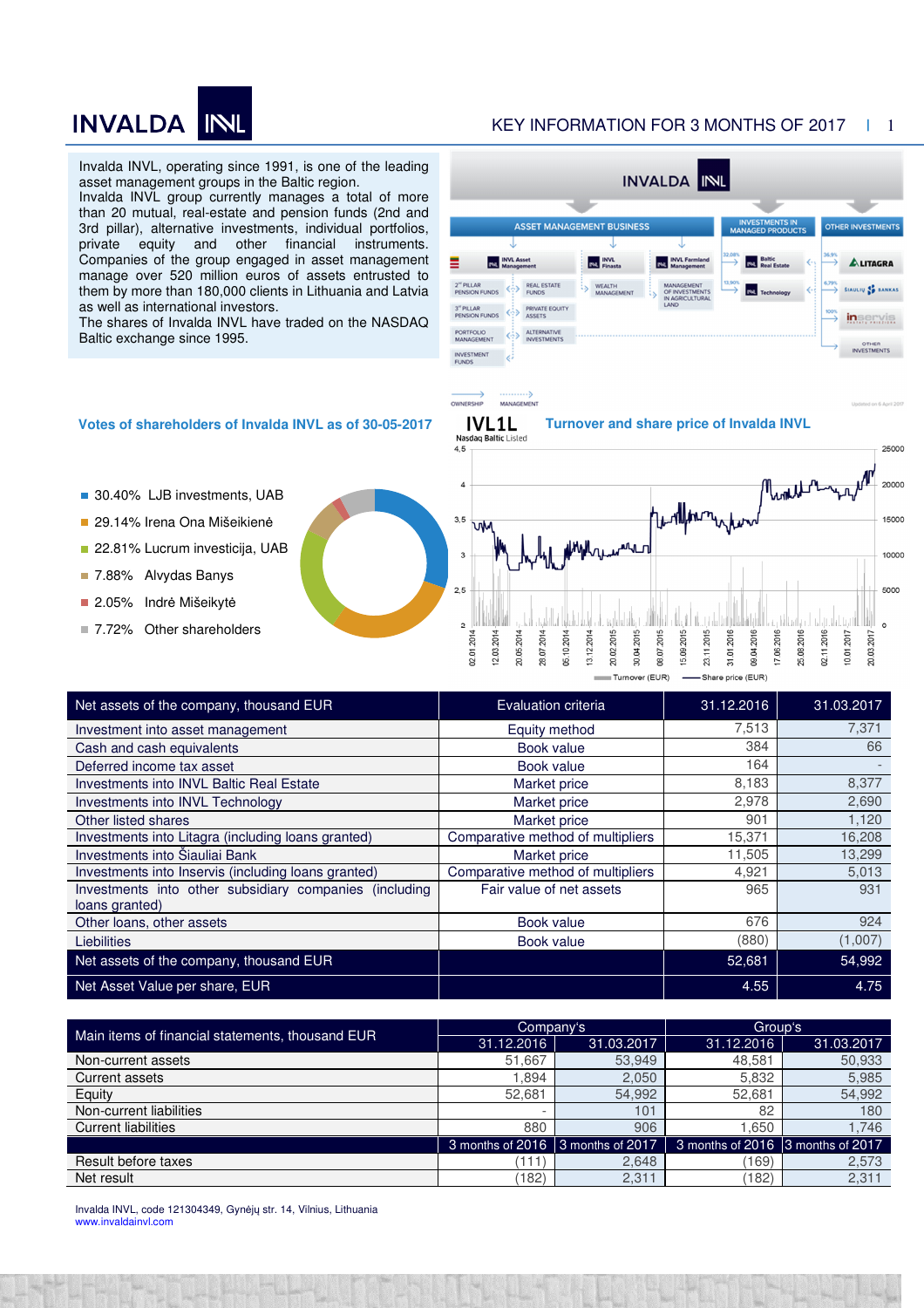# INVALDA INVL

## KEY INFORMATION FOR 3 MONTHS OF 2017

Invalda INVL, operating since 1991, is one of the leading asset management groups in the Baltic region.
Invalda INVL group currently manages a total of more than 20 mutual, real-estate and pension funds (2nd and 3rd pillar), alternative investments, individual portfolios, private equity and other financial instruments. Companies of the group engaged in asset management manage over 520 million euros of assets entrusted to them by more than 180,000 clients in Lithuania and Latvia as well as international investors.
The shares of Invalda INVL have traded on the NASDAQ Baltic exchange since 1995.

INVALDA INVL

ASSET MANAGEMENT BUSINESS
INVESTMENTS IN MANAGED PRODUCTS
OTHER INVESTMENTS

INVL Asset Management
INVL Finasta
INVL Farmland Management
Baltic Real Estate
LITAGRA
2nd PILLAR PENSION FUNDS
REAL ESTATE FUNDS
WEALTH MANAGEMENT
MANAGEMENT OF INVESTMENTS IN AGRICULTURAL LAND
Technology
ŠIAULIŲ BANKAS
3rd PILLAR PENSION FUNDS
PRIVATE EQUITY ASSETS
inservis
PORTFOLIO MANAGEMENT
ALTERNATIVE INVESTMENTS
OTHER INVESTMENTS
INVESTMENT FUNDS

32.08%
13.90%
36.9%
6.79%
100%

OWNERSHIP
MANAGEMENT
Updated on 6 April 2017

### Votes of shareholders of Invalda INVL as of 30-05-2017

- 30.40% LJB investments, UAB
- 29.14% Irena Ona Mišeikienė
- 22.81% Lucrum investicija, UAB
- 7.88% Alvydas Banys
- 2.05% Indrė Mišeikytė
- 7.72% Other shareholders

### Turnover and share price of Invalda INVL

IVL1L
Nasdaq Baltic Listed

4,5
4
3,5
3
2,5
2

25000
20000
15000
10000
5000
0

02.01.2014
12.03.2014
20.05.2014
28.07.2014
05.10.2014
13.12.2014
20.02.2015
30.04.2015
08.07.2015
15.09.2015
23.11.2015
31.01.2016
09.04.2016
17.06.2016
25.08.2016
02.11.2016
10.01.2017
20.03.2017

Turnover (EUR)
Share price (EUR)

| Net assets of the company, thousand EUR | Evaluation criteria | 31.12.2016 | 31.03.2017 |
|---|---|---|---|
| Investment into asset management | Equity method | 7,513 | 7,371 |
| Cash and cash equivalents | Book value | 384 | 66 |
| Deferred income tax asset | Book value | 164 | - |
| Investments into INVL Baltic Real Estate | Market price | 8,183 | 8,377 |
| Investments into INVL Technology | Market price | 2,978 | 2,690 |
| Other listed shares | Market price | 901 | 1,120 |
| Investments into Litagra (including loans granted) | Comparative method of multipliers | 15,371 | 16,208 |
| Investments into Šiauliai Bank | Market price | 11,505 | 13,299 |
| Investments into Inservis (including loans granted) | Comparative method of multipliers | 4,921 | 5,013 |
| Investments into other subsidiary companies (including loans granted) | Fair value of net assets | 965 | 931 |
| Other loans, other assets | Book value | 676 | 924 |
| Liebilities | Book value | (880) | (1,007) |
| Net assets of the company, thousand EUR | | 52,681 | 54,992 |
| Net Asset Value per share, EUR | | 4.55 | 4.75 |

| Main items of financial statements, thousand EUR | Company's | | Group's | |
|---|---|---|---|---|
| | 31.12.2016 | 31.03.2017 | 31.12.2016 | 31.03.2017 |
| Non-current assets | 51,667 | 53,949 | 48,581 | 50,933 |
| Current assets | 1,894 | 2,050 | 5,832 | 5,985 |
| Equity | 52,681 | 54,992 | 52,681 | 54,992 |
| Non-current liabilities | - | 101 | 82 | 180 |
| Current liabilities | 880 | 906 | 1,650 | 1,746 |
| | 3 months of 2016 | 3 months of 2017 | 3 months of 2016 | 3 months of 2017 |
| Result before taxes | (111) | 2,648 | (169) | 2,573 |
| Net result | (182) | 2,311 | (182) | 2,311 |

Invalda INVL, code 121304349, Gynėjų str. 14, Vilnius, Lithuania
www.invaldainvl.com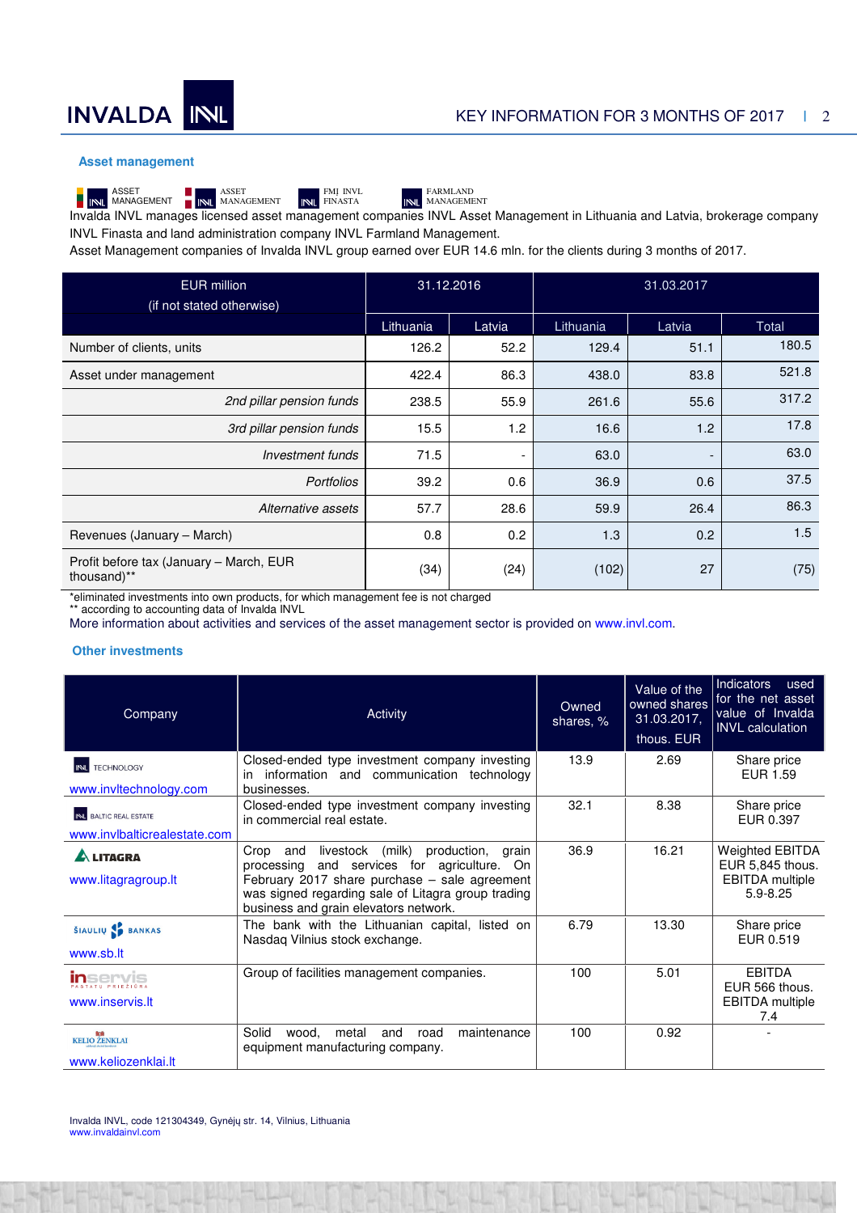## Asset management

ASSET MANAGEMENT ASSET MANAGEMENT FMĮ INVL FINASTA FARMLAND MANAGEMENT

Invalda INVL manages licensed asset management companies INVL Asset Management in Lithuania and Latvia, brokerage company INVL Finasta and land administration company INVL Farmland Management.

Asset Management companies of Invalda INVL group earned over EUR 14.6 mln. for the clients during 3 months of 2017.

| EUR million (if not stated otherwise) | 31.12.2016 | | 31.03.2017 | | |
|---|---|---|---|---|---|
| | Lithuania | Latvia | Lithuania | Latvia | Total |
| Number of clients, units | 126.2 | 52.2 | 129.4 | 51.1 | 180.5 |
| Asset under management | 422.4 | 86.3 | 438.0 | 83.8 | 521.8 |
| *2nd pillar pension funds* | 238.5 | 55.9 | 261.6 | 55.6 | 317.2 |
| *3rd pillar pension funds* | 15.5 | 1.2 | 16.6 | 1.2 | 17.8 |
| *Investment funds* | 71.5 | - | 63.0 | - | 63.0 |
| *Portfolios* | 39.2 | 0.6 | 36.9 | 0.6 | 37.5 |
| *Alternative assets* | 57.7 | 28.6 | 59.9 | 26.4 | 86.3 |
| Revenues (January – March) | 0.8 | 0.2 | 1.3 | 0.2 | 1.5 |
| Profit before tax (January – March, EUR thousand)** | (34) | (24) | (102) | 27 | (75) |

*eliminated investments into own products, for which management fee is not charged
** according to accounting data of Invalda INVL

More information about activities and services of the asset management sector is provided on www.invl.com.

## Other investments

| Company | Activity | Owned shares, % | Value of the owned shares 31.03.2017, thous. EUR | Indicators used for the net asset value of Invalda INVL calculation |
|---|---|---|---|---|
| INVL TECHNOLOGY www.invltechnology.com | Closed-ended type investment company investing in information and communication technology businesses. | 13.9 | 2.69 | Share price EUR 1.59 |
| INVL BALTIC REAL ESTATE www.invlbalticrealestate.com | Closed-ended type investment company investing in commercial real estate. | 32.1 | 8.38 | Share price EUR 0.397 |
| LITAGRA www.litagragroup.lt | Crop and livestock (milk) production, grain processing and services for agriculture. On February 2017 share purchase – sale agreement was signed regarding sale of Litagra group trading business and grain elevators network. | 36.9 | 16.21 | Weighted EBITDA EUR 5,845 thous. EBITDA multiple 5.9-8.25 |
| ŠIAULIŲ BANKAS www.sb.lt | The bank with the Lithuanian capital, listed on Nasdaq Vilnius stock exchange. | 6.79 | 13.30 | Share price EUR 0.519 |
| inservis www.inservis.lt | Group of facilities management companies. | 100 | 5.01 | EBITDA EUR 566 thous. EBITDA multiple 7.4 |
| KELIO ŽENKLAI www.keliozenklai.lt | Solid wood, metal and road maintenance equipment manufacturing company. | 100 | 0.92 | - |

Invalda INVL, code 121304349, Gynėjų str. 14, Vilnius, Lithuania
www.invaldainvl.com